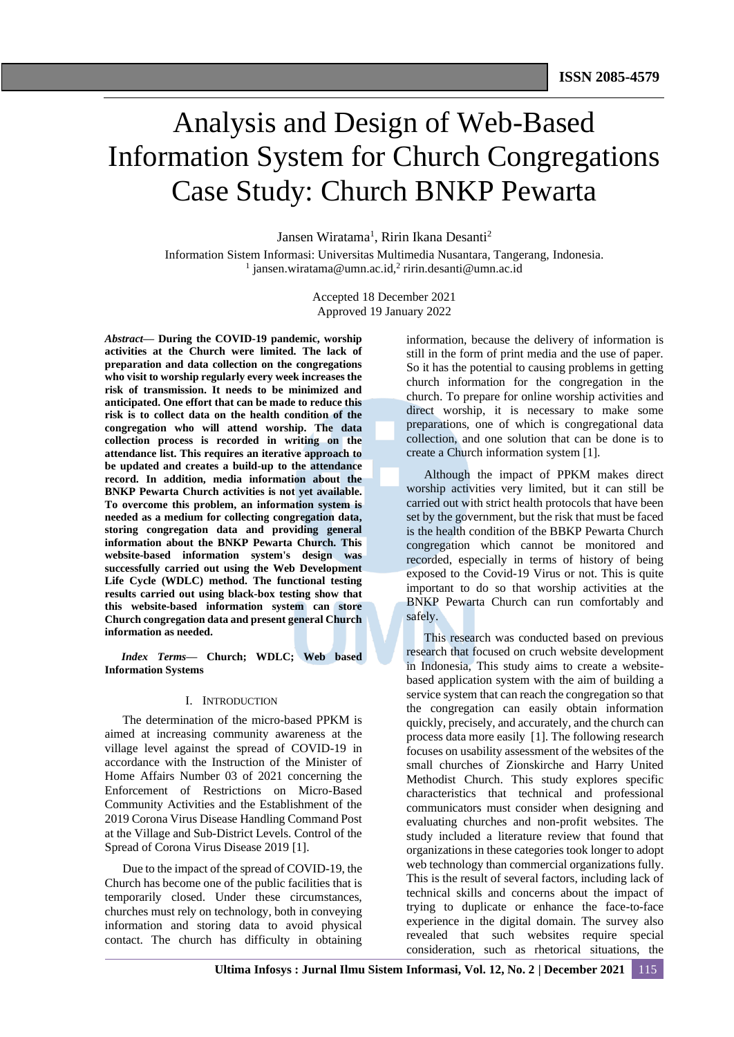# Analysis and Design of Web-Based Information System for Church Congregations Case Study: Church BNKP Pewarta

Jansen Wiratama[1], Ririn Ikana Desanti[2]

Information Sistem Informasi: Universitas Multimedia Nusantara, Tangerang, Indonesia.
[1] jansen.wiratama@umn.ac.id,[2] ririn.desanti@umn.ac.id

Accepted 18 December 2021
Approved 19 January 2022

***Abstract*— During the COVID-19 pandemic, worship activities at the Church were limited. The lack of preparation and data collection on the congregations who visit to worship regularly every week increases the risk of transmission. It needs to be minimized and anticipated. One effort that can be made to reduce this risk is to collect data on the health condition of the congregation who will attend worship. The data collection process is recorded in writing on the attendance list. This requires an iterative approach to be updated and creates a build-up to the attendance record. In addition, media information about the BNKP Pewarta Church activities is not yet available. To overcome this problem, an information system is needed as a medium for collecting congregation data, storing congregation data and providing general information about the BNKP Pewarta Church. This website-based information system's design was successfully carried out using the Web Development Life Cycle (WDLC) method. The functional testing results carried out using black-box testing show that this website-based information system can store Church congregation data and present general Church information as needed.**

***Index Terms*— Church; WDLC; Web based Information Systems**

## I. Introduction

The determination of the micro-based PPKM is aimed at increasing community awareness at the village level against the spread of COVID-19 in accordance with the Instruction of the Minister of Home Affairs Number 03 of 2021 concerning the Enforcement of Restrictions on Micro-Based Community Activities and the Establishment of the 2019 Corona Virus Disease Handling Command Post at the Village and Sub-District Levels. Control of the Spread of Corona Virus Disease 2019 [1].

Due to the impact of the spread of COVID-19, the Church has become one of the public facilities that is temporarily closed. Under these circumstances, churches must rely on technology, both in conveying information and storing data to avoid physical contact. The church has difficulty in obtaining information, because the delivery of information is still in the form of print media and the use of paper. So it has the potential to causing problems in getting church information for the congregation in the church. To prepare for online worship activities and direct worship, it is necessary to make some preparations, one of which is congregational data collection, and one solution that can be done is to create a Church information system [1].

Although the impact of PPKM makes direct worship activities very limited, but it can still be carried out with strict health protocols that have been set by the government, but the risk that must be faced is the health condition of the BBKP Pewarta Church congregation which cannot be monitored and recorded, especially in terms of history of being exposed to the Covid-19 Virus or not. This is quite important to do so that worship activities at the BNKP Pewarta Church can run comfortably and safely.

This research was conducted based on previous research that focused on cruch website development in Indonesia, This study aims to create a website-based application system with the aim of building a service system that can reach the congregation so that the congregation can easily obtain information quickly, precisely, and accurately, and the church can process data more easily [1]. The following research focuses on usability assessment of the websites of the small churches of Zionskirche and Harry United Methodist Church. This study explores specific characteristics that technical and professional communicators must consider when designing and evaluating churches and non-profit websites. The study included a literature review that found that organizations in these categories took longer to adopt web technology than commercial organizations fully. This is the result of several factors, including lack of technical skills and concerns about the impact of trying to duplicate or enhance the face-to-face experience in the digital domain. The survey also revealed that such websites require special consideration, such as rhetorical situations, the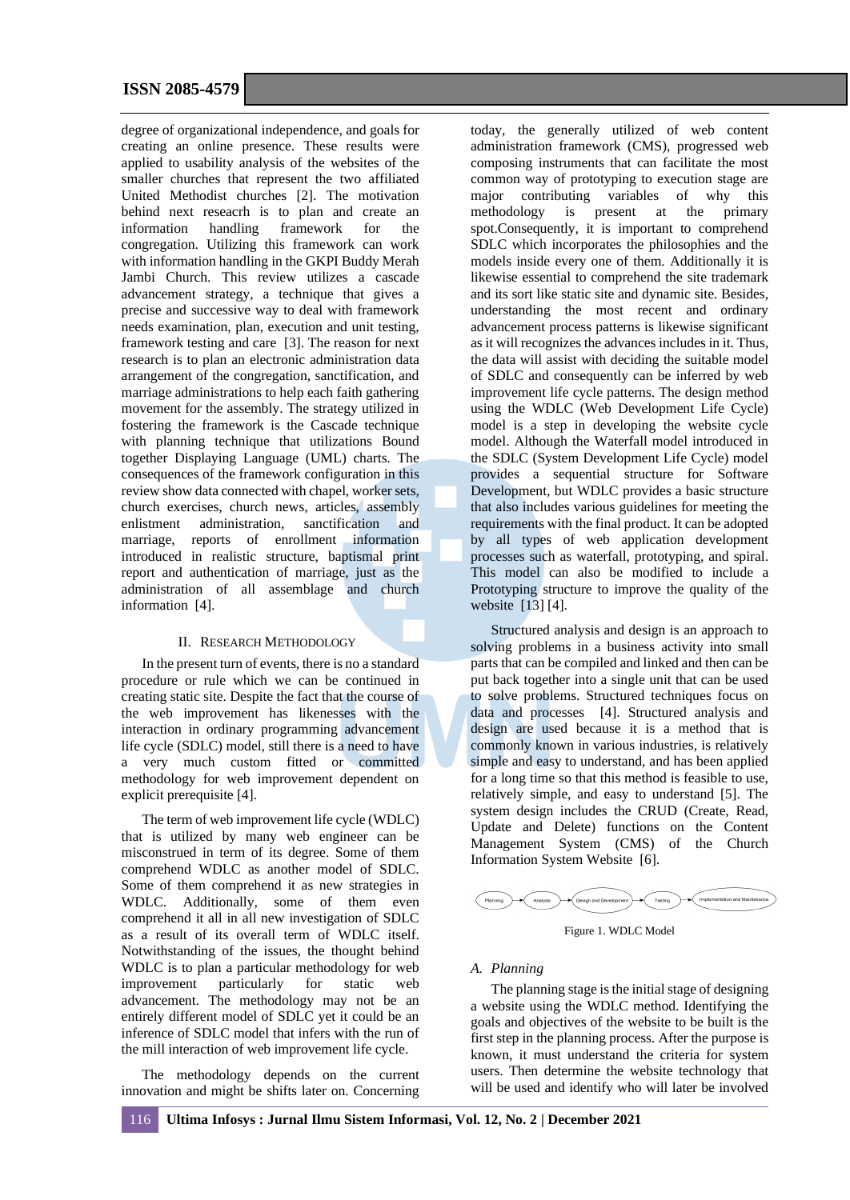degree of organizational independence, and goals for creating an online presence. These results were applied to usability analysis of the websites of the smaller churches that represent the two affiliated United Methodist churches [2]. The motivation behind next reseacrh is to plan and create an information handling framework for the congregation. Utilizing this framework can work with information handling in the GKPI Buddy Merah Jambi Church. This review utilizes a cascade advancement strategy, a technique that gives a precise and successive way to deal with framework needs examination, plan, execution and unit testing, framework testing and care [3]. The reason for next research is to plan an electronic administration data arrangement of the congregation, sanctification, and marriage administrations to help each faith gathering movement for the assembly. The strategy utilized in fostering the framework is the Cascade technique with planning technique that utilizations Bound together Displaying Language (UML) charts. The consequences of the framework configuration in this review show data connected with chapel, worker sets, church exercises, church news, articles, assembly enlistment administration, sanctification and marriage, reports of enrollment information introduced in realistic structure, baptismal print report and authentication of marriage, just as the administration of all assemblage and church information [4].

## II. Research Methodology

In the present turn of events, there is no a standard procedure or rule which we can be continued in creating static site. Despite the fact that the course of the web improvement has likenesses with the interaction in ordinary programming advancement life cycle (SDLC) model, still there is a need to have a very much custom fitted or committed methodology for web improvement dependent on explicit prerequisite [4].

The term of web improvement life cycle (WDLC) that is utilized by many web engineer can be misconstrued in term of its degree. Some of them comprehend WDLC as another model of SDLC. Some of them comprehend it as new strategies in WDLC. Additionally, some of them even comprehend it all in all new investigation of SDLC as a result of its overall term of WDLC itself. Notwithstanding of the issues, the thought behind WDLC is to plan a particular methodology for web improvement particularly for static web advancement. The methodology may not be an entirely different model of SDLC yet it could be an inference of SDLC model that infers with the run of the mill interaction of web improvement life cycle.

The methodology depends on the current innovation and might be shifts later on. Concerning today, the generally utilized of web content administration framework (CMS), progressed web composing instruments that can facilitate the most common way of prototyping to execution stage are major contributing variables of why this methodology is present at the primary spot.Consequently, it is important to comprehend SDLC which incorporates the philosophies and the models inside every one of them. Additionally it is likewise essential to comprehend the site trademark and its sort like static site and dynamic site. Besides, understanding the most recent and ordinary advancement process patterns is likewise significant as it will recognizes the advances includes in it. Thus, the data will assist with deciding the suitable model of SDLC and consequently can be inferred by web improvement life cycle patterns. The design method using the WDLC (Web Development Life Cycle) model is a step in developing the website cycle model. Although the Waterfall model introduced in the SDLC (System Development Life Cycle) model provides a sequential structure for Software Development, but WDLC provides a basic structure that also includes various guidelines for meeting the requirements with the final product. It can be adopted by all types of web application development processes such as waterfall, prototyping, and spiral. This model can also be modified to include a Prototyping structure to improve the quality of the website [13] [4].

Structured analysis and design is an approach to solving problems in a business activity into small parts that can be compiled and linked and then can be put back together into a single unit that can be used to solve problems. Structured techniques focus on data and processes [4]. Structured analysis and design are used because it is a method that is commonly known in various industries, is relatively simple and easy to understand, and has been applied for a long time so that this method is feasible to use, relatively simple, and easy to understand [5]. The system design includes the CRUD (Create, Read, Update and Delete) functions on the Content Management System (CMS) of the Church Information System Website [6].

Planning → Analysis → Design and Development → Testing → Implementation and Maintenance

Figure 1. WDLC Model

### A. Planning

The planning stage is the initial stage of designing a website using the WDLC method. Identifying the goals and objectives of the website to be built is the first step in the planning process. After the purpose is known, it must understand the criteria for system users. Then determine the website technology that will be used and identify who will later be involved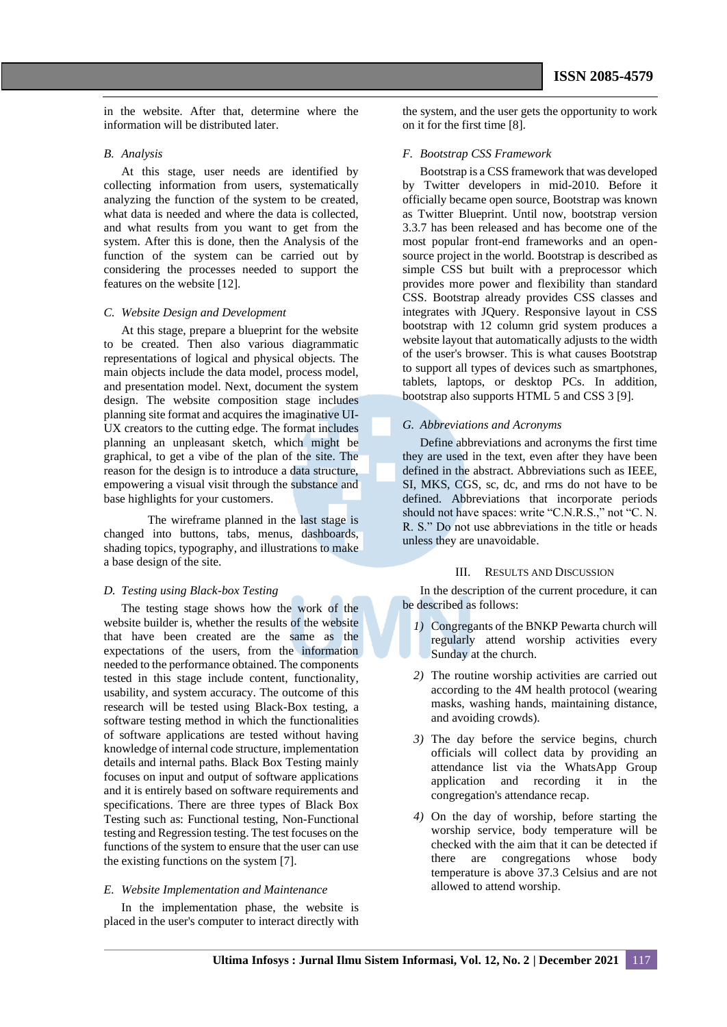in the website. After that, determine where the information will be distributed later.

### *B. Analysis*

At this stage, user needs are identified by collecting information from users, systematically analyzing the function of the system to be created, what data is needed and where the data is collected, and what results from you want to get from the system. After this is done, then the Analysis of the function of the system can be carried out by considering the processes needed to support the features on the website [12].

### *C. Website Design and Development*

At this stage, prepare a blueprint for the website to be created. Then also various diagrammatic representations of logical and physical objects. The main objects include the data model, process model, and presentation model. Next, document the system design. The website composition stage includes planning site format and acquires the imaginative UI-UX creators to the cutting edge. The format includes planning an unpleasant sketch, which might be graphical, to get a vibe of the plan of the site. The reason for the design is to introduce a data structure, empowering a visual visit through the substance and base highlights for your customers.

The wireframe planned in the last stage is changed into buttons, tabs, menus, dashboards, shading topics, typography, and illustrations to make a base design of the site.

### *D. Testing using Black-box Testing*

The testing stage shows how the work of the website builder is, whether the results of the website that have been created are the same as the expectations of the users, from the information needed to the performance obtained. The components tested in this stage include content, functionality, usability, and system accuracy. The outcome of this research will be tested using Black-Box testing, a software testing method in which the functionalities of software applications are tested without having knowledge of internal code structure, implementation details and internal paths. Black Box Testing mainly focuses on input and output of software applications and it is entirely based on software requirements and specifications. There are three types of Black Box Testing such as: Functional testing, Non-Functional testing and Regression testing. The test focuses on the functions of the system to ensure that the user can use the existing functions on the system [7].

### *E. Website Implementation and Maintenance*

In the implementation phase, the website is placed in the user's computer to interact directly with the system, and the user gets the opportunity to work on it for the first time [8].

### *F. Bootstrap CSS Framework*

Bootstrap is a CSS framework that was developed by Twitter developers in mid-2010. Before it officially became open source, Bootstrap was known as Twitter Blueprint. Until now, bootstrap version 3.3.7 has been released and has become one of the most popular front-end frameworks and an open-source project in the world. Bootstrap is described as simple CSS but built with a preprocessor which provides more power and flexibility than standard CSS. Bootstrap already provides CSS classes and integrates with JQuery. Responsive layout in CSS bootstrap with 12 column grid system produces a website layout that automatically adjusts to the width of the user's browser. This is what causes Bootstrap to support all types of devices such as smartphones, tablets, laptops, or desktop PCs. In addition, bootstrap also supports HTML 5 and CSS 3 [9].

### *G. Abbreviations and Acronyms*

Define abbreviations and acronyms the first time they are used in the text, even after they have been defined in the abstract. Abbreviations such as IEEE, SI, MKS, CGS, sc, dc, and rms do not have to be defined. Abbreviations that incorporate periods should not have spaces: write "C.N.R.S.," not "C. N. R. S." Do not use abbreviations in the title or heads unless they are unavoidable.

## III. Results and Discussion

In the description of the current procedure, it can be described as follows:

1) Congregants of the BNKP Pewarta church will regularly attend worship activities every Sunday at the church.
2) The routine worship activities are carried out according to the 4M health protocol (wearing masks, washing hands, maintaining distance, and avoiding crowds).
3) The day before the service begins, church officials will collect data by providing an attendance list via the WhatsApp Group application and recording it in the congregation's attendance recap.
4) On the day of worship, before starting the worship service, body temperature will be checked with the aim that it can be detected if there are congregations whose body temperature is above 37.3 Celsius and are not allowed to attend worship.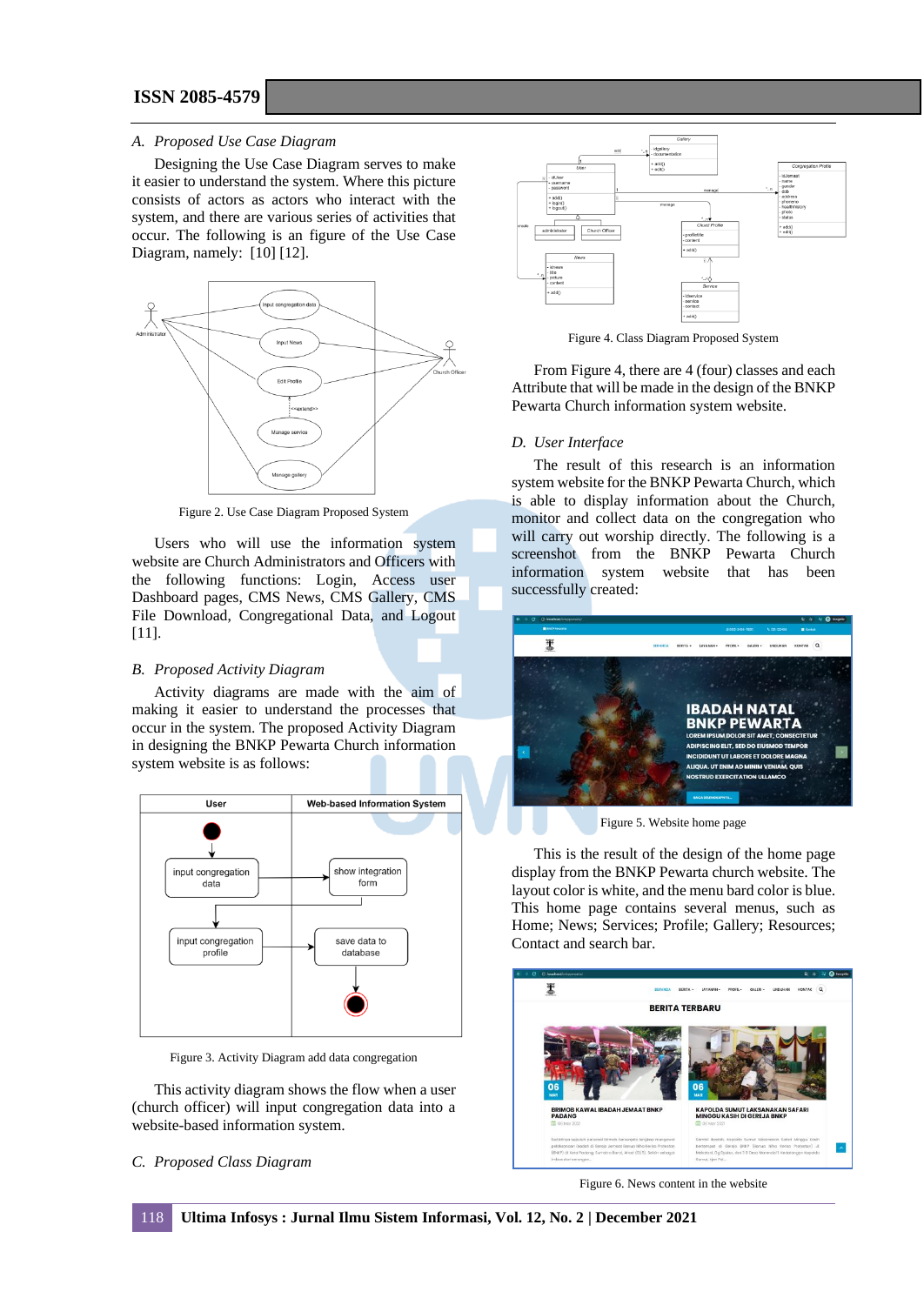### A. Proposed Use Case Diagram

Designing the Use Case Diagram serves to make it easier to understand the system. Where this picture consists of actors as actors who interact with the system, and there are various series of activities that occur. The following is an figure of the Use Case Diagram, namely: [10] [12].

Figure 2. Use Case Diagram Proposed System

Users who will use the information system website are Church Administrators and Officers with the following functions: Login, Access user Dashboard pages, CMS News, CMS Gallery, CMS File Download, Congregational Data, and Logout [11].

### B. Proposed Activity Diagram

Activity diagrams are made with the aim of making it easier to understand the processes that occur in the system. The proposed Activity Diagram in designing the BNKP Pewarta Church information system website is as follows:

Figure 3. Activity Diagram add data congregation

This activity diagram shows the flow when a user (church officer) will input congregation data into a website-based information system.

### C. Proposed Class Diagram

Figure 4. Class Diagram Proposed System

From Figure 4, there are 4 (four) classes and each Attribute that will be made in the design of the BNKP Pewarta Church information system website.

### D. User Interface

The result of this research is an information system website for the BNKP Pewarta Church, which is able to display information about the Church, monitor and collect data on the congregation who will carry out worship directly. The following is a screenshot from the BNKP Pewarta Church information system website that has been successfully created:

Figure 5. Website home page

This is the result of the design of the home page display from the BNKP Pewarta church website. The layout color is white, and the menu bard color is blue. This home page contains several menus, such as Home; News; Services; Profile; Gallery; Resources; Contact and search bar.

Figure 6. News content in the website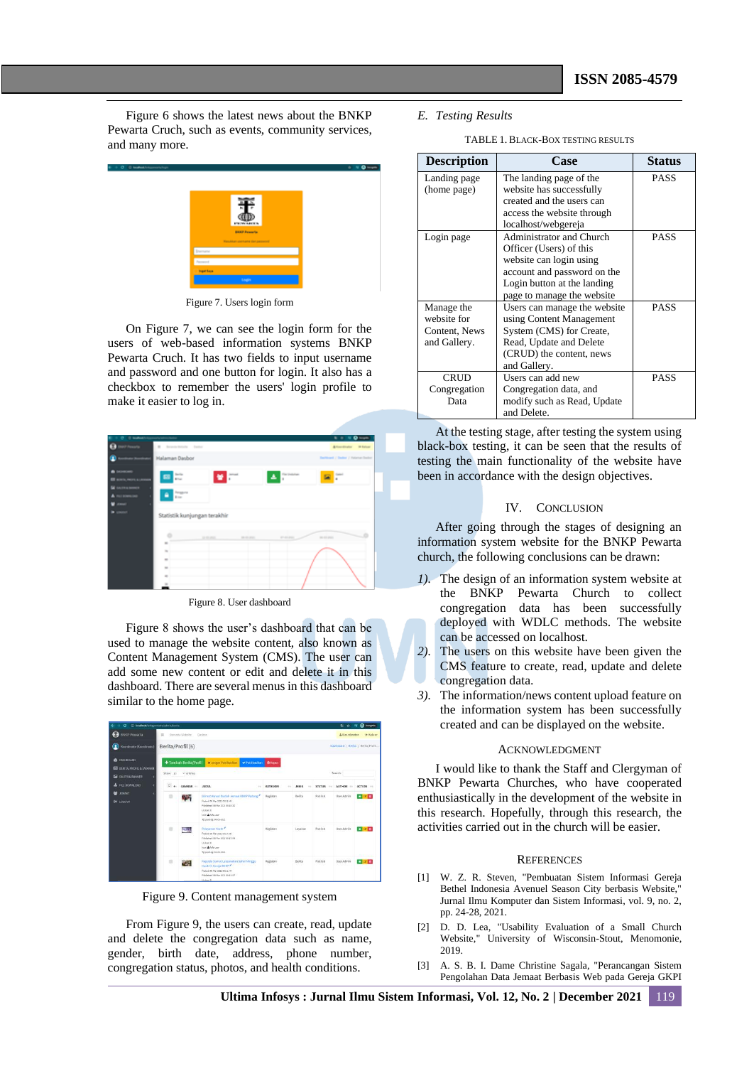Figure 6 shows the latest news about the BNKP Pewarta Cruch, such as events, community services, and many more.

Figure 7. Users login form

On Figure 7, we can see the login form for the users of web-based information systems BNKP Pewarta Cruch. It has two fields to input username and password and one button for login. It also has a checkbox to remember the users' login profile to make it easier to log in.

Figure 8. User dashboard

Figure 8 shows the user's dashboard that can be used to manage the website content, also known as Content Management System (CMS). The user can add some new content or edit and delete it in this dashboard. There are several menus in this dashboard similar to the home page.

Figure 9. Content management system

From Figure 9, the users can create, read, update and delete the congregation data such as name, gender, birth date, address, phone number, congregation status, photos, and health conditions.

### *E. Testing Results*

TABLE 1. BLACK-BOX TESTING RESULTS

| Description | Case | Status |
|---|---|---|
| Landing page (home page) | The landing page of the website has successfully created and the users can access the website through localhost/webgereja | PASS |
| Login page | Administrator and Church Officer (Users) of this website can login using account and password on the Login button at the landing page to manage the website | PASS |
| Manage the website for Content, News and Gallery. | Users can manage the website using Content Management System (CMS) for Create, Read, Update and Delete (CRUD) the content, news and Gallery. | PASS |
| CRUD Congregation Data | Users can add new Congregation data, and modify such as Read, Update and Delete. | PASS |

At the testing stage, after testing the system using black-box testing, it can be seen that the results of testing the main functionality of the website have been in accordance with the design objectives.

## IV. CONCLUSION

After going through the stages of designing an information system website for the BNKP Pewarta church, the following conclusions can be drawn:

1). The design of an information system website at the BNKP Pewarta Church to collect congregation data has been successfully deployed with WDLC methods. The website can be accessed on localhost.

2). The users on this website have been given the CMS feature to create, read, update and delete congregation data.

3). The information/news content upload feature on the information system has been successfully created and can be displayed on the website.

## ACKNOWLEDGMENT

I would like to thank the Staff and Clergyman of BNKP Pewarta Churches, who have cooperated enthusiastically in the development of the website in this research. Hopefully, through this research, the activities carried out in the church will be easier.

## REFERENCES

[1] W. Z. R. Steven, "Pembuatan Sistem Informasi Gereja Bethel Indonesia Avenuel Season City berbasis Website," Jurnal Ilmu Komputer dan Sistem Informasi, vol. 9, no. 2, pp. 24-28, 2021.

[2] D. D. Lea, "Usability Evaluation of a Small Church Website," University of Wisconsin-Stout, Menomonie, 2019.

[3] A. S. B. I. Dame Christine Sagala, "Perancangan Sistem Pengolahan Data Jemaat Berbasis Web pada Gereja GKPI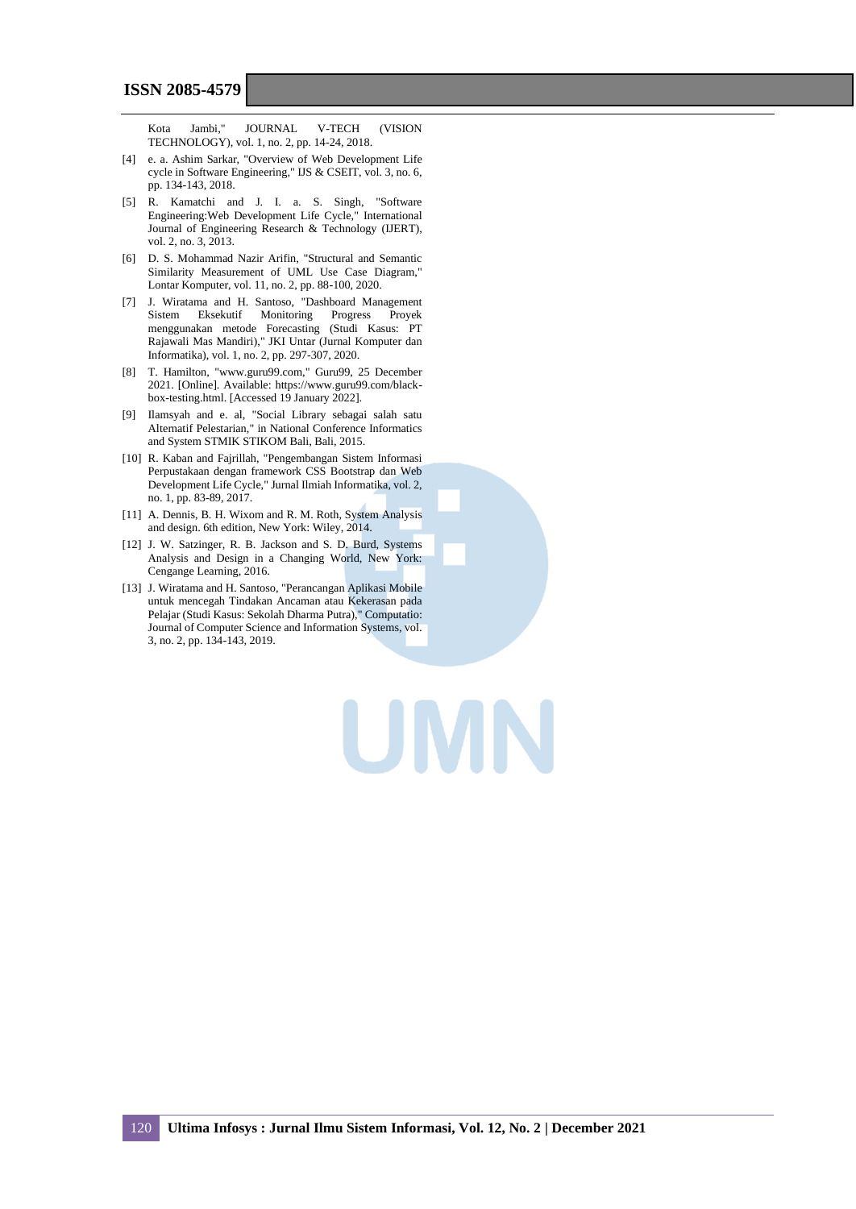Kota Jambi," JOURNAL V-TECH (VISION TECHNOLOGY), vol. 1, no. 2, pp. 14-24, 2018.

[4] e. a. Ashim Sarkar, "Overview of Web Development Life cycle in Software Engineering," IJS & CSEIT, vol. 3, no. 6, pp. 134-143, 2018.

[5] R. Kamatchi and J. I. a. S. Singh, "Software Engineering:Web Development Life Cycle," International Journal of Engineering Research & Technology (IJERT), vol. 2, no. 3, 2013.

[6] D. S. Mohammad Nazir Arifin, "Structural and Semantic Similarity Measurement of UML Use Case Diagram," Lontar Komputer, vol. 11, no. 2, pp. 88-100, 2020.

[7] J. Wiratama and H. Santoso, "Dashboard Management Sistem Eksekutif Monitoring Progress Proyek menggunakan metode Forecasting (Studi Kasus: PT Rajawali Mas Mandiri)," JKI Untar (Jurnal Komputer dan Informatika), vol. 1, no. 2, pp. 297-307, 2020.

[8] T. Hamilton, "www.guru99.com," Guru99, 25 December 2021. [Online]. Available: https://www.guru99.com/black-box-testing.html. [Accessed 19 January 2022].

[9] Ilamsyah and e. al, "Social Library sebagai salah satu Alternatif Pelestarian," in National Conference Informatics and System STMIK STIKOM Bali, Bali, 2015.

[10] R. Kaban and Fajrillah, "Pengembangan Sistem Informasi Perpustakaan dengan framework CSS Bootstrap dan Web Development Life Cycle," Jurnal Ilmiah Informatika, vol. 2, no. 1, pp. 83-89, 2017.

[11] A. Dennis, B. H. Wixom and R. M. Roth, System Analysis and design. 6th edition, New York: Wiley, 2014.

[12] J. W. Satzinger, R. B. Jackson and S. D. Burd, Systems Analysis and Design in a Changing World, New York: Cengange Learning, 2016.

[13] J. Wiratama and H. Santoso, "Perancangan Aplikasi Mobile untuk mencegah Tindakan Ancaman atau Kekerasan pada Pelajar (Studi Kasus: Sekolah Dharma Putra)," Computatio: Journal of Computer Science and Information Systems, vol. 3, no. 2, pp. 134-143, 2019.